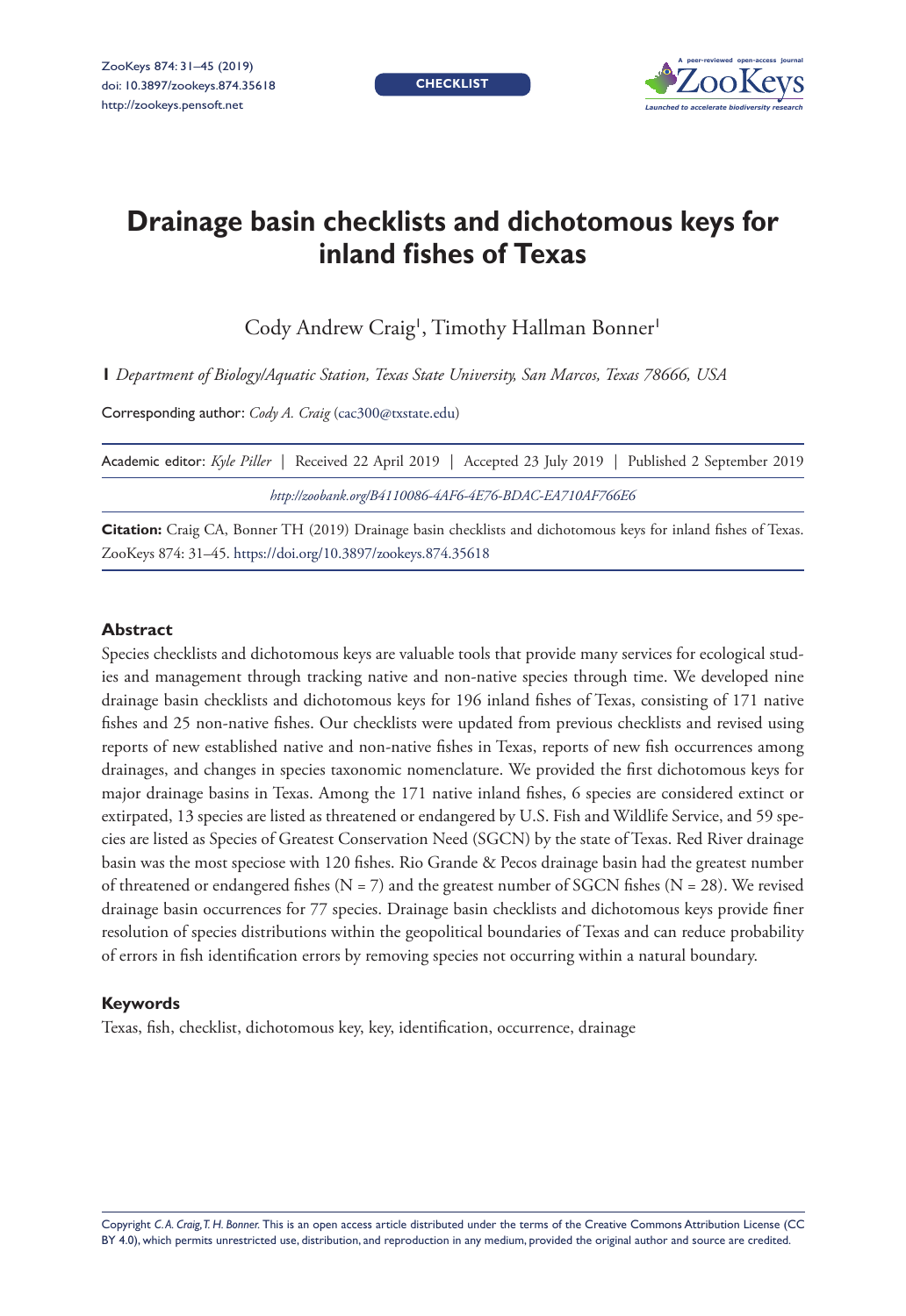CHECKLIST

# Drainage basin checklists and dichotomous keys for inland fishes of Texas

Cody Andrew Craig[1], Timothy Hallman Bonner[1]

**1** *Department of Biology/Aquatic Station, Texas State University, San Marcos, Texas 78666, USA*

Corresponding author: *Cody A. Craig* (cac300@txstate.edu)

Academic editor: *Kyle Piller* | Received 22 April 2019 | Accepted 23 July 2019 | Published 2 September 2019

*http://zoobank.org/B4110086-4AF6-4E76-BDAC-EA710AF766E6*

**Citation:** Craig CA, Bonner TH (2019) Drainage basin checklists and dichotomous keys for inland fishes of Texas. ZooKeys 874: 31–45. https://doi.org/10.3897/zookeys.874.35618

## Abstract

Species checklists and dichotomous keys are valuable tools that provide many services for ecological studies and management through tracking native and non-native species through time. We developed nine drainage basin checklists and dichotomous keys for 196 inland fishes of Texas, consisting of 171 native fishes and 25 non-native fishes. Our checklists were updated from previous checklists and revised using reports of new established native and non-native fishes in Texas, reports of new fish occurrences among drainages, and changes in species taxonomic nomenclature. We provided the first dichotomous keys for major drainage basins in Texas. Among the 171 native inland fishes, 6 species are considered extinct or extirpated, 13 species are listed as threatened or endangered by U.S. Fish and Wildlife Service, and 59 species are listed as Species of Greatest Conservation Need (SGCN) by the state of Texas. Red River drainage basin was the most speciose with 120 fishes. Rio Grande & Pecos drainage basin had the greatest number of threatened or endangered fishes (N = 7) and the greatest number of SGCN fishes (N = 28). We revised drainage basin occurrences for 77 species. Drainage basin checklists and dichotomous keys provide finer resolution of species distributions within the geopolitical boundaries of Texas and can reduce probability of errors in fish identification errors by removing species not occurring within a natural boundary.

## Keywords

Texas, fish, checklist, dichotomous key, key, identification, occurrence, drainage

Copyright *C.A. Craig, T. H. Bonner.* This is an open access article distributed under the terms of the Creative Commons Attribution License (CC BY 4.0), which permits unrestricted use, distribution, and reproduction in any medium, provided the original author and source are credited.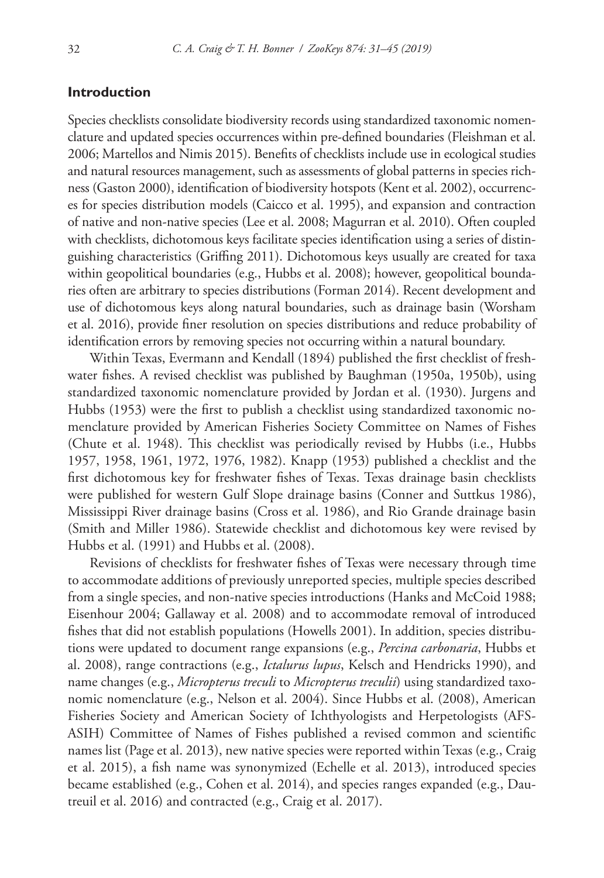## Introduction

Species checklists consolidate biodiversity records using standardized taxonomic nomenclature and updated species occurrences within pre-defined boundaries (Fleishman et al. 2006; Martellos and Nimis 2015). Benefits of checklists include use in ecological studies and natural resources management, such as assessments of global patterns in species richness (Gaston 2000), identification of biodiversity hotspots (Kent et al. 2002), occurrences for species distribution models (Caicco et al. 1995), and expansion and contraction of native and non-native species (Lee et al. 2008; Magurran et al. 2010). Often coupled with checklists, dichotomous keys facilitate species identification using a series of distinguishing characteristics (Griffing 2011). Dichotomous keys usually are created for taxa within geopolitical boundaries (e.g., Hubbs et al. 2008); however, geopolitical boundaries often are arbitrary to species distributions (Forman 2014). Recent development and use of dichotomous keys along natural boundaries, such as drainage basin (Worsham et al. 2016), provide finer resolution on species distributions and reduce probability of identification errors by removing species not occurring within a natural boundary.

Within Texas, Evermann and Kendall (1894) published the first checklist of freshwater fishes. A revised checklist was published by Baughman (1950a, 1950b), using standardized taxonomic nomenclature provided by Jordan et al. (1930). Jurgens and Hubbs (1953) were the first to publish a checklist using standardized taxonomic nomenclature provided by American Fisheries Society Committee on Names of Fishes (Chute et al. 1948). This checklist was periodically revised by Hubbs (i.e., Hubbs 1957, 1958, 1961, 1972, 1976, 1982). Knapp (1953) published a checklist and the first dichotomous key for freshwater fishes of Texas. Texas drainage basin checklists were published for western Gulf Slope drainage basins (Conner and Suttkus 1986), Mississippi River drainage basins (Cross et al. 1986), and Rio Grande drainage basin (Smith and Miller 1986). Statewide checklist and dichotomous key were revised by Hubbs et al. (1991) and Hubbs et al. (2008).

Revisions of checklists for freshwater fishes of Texas were necessary through time to accommodate additions of previously unreported species, multiple species described from a single species, and non-native species introductions (Hanks and McCoid 1988; Eisenhour 2004; Gallaway et al. 2008) and to accommodate removal of introduced fishes that did not establish populations (Howells 2001). In addition, species distributions were updated to document range expansions (e.g., *Percina carbonaria*, Hubbs et al. 2008), range contractions (e.g., *Ictalurus lupus*, Kelsch and Hendricks 1990), and name changes (e.g., *Micropterus treculi* to *Micropterus treculii*) using standardized taxonomic nomenclature (e.g., Nelson et al. 2004). Since Hubbs et al. (2008), American Fisheries Society and American Society of Ichthyologists and Herpetologists (AFS-ASIH) Committee of Names of Fishes published a revised common and scientific names list (Page et al. 2013), new native species were reported within Texas (e.g., Craig et al. 2015), a fish name was synonymized (Echelle et al. 2013), introduced species became established (e.g., Cohen et al. 2014), and species ranges expanded (e.g., Dautreuil et al. 2016) and contracted (e.g., Craig et al. 2017).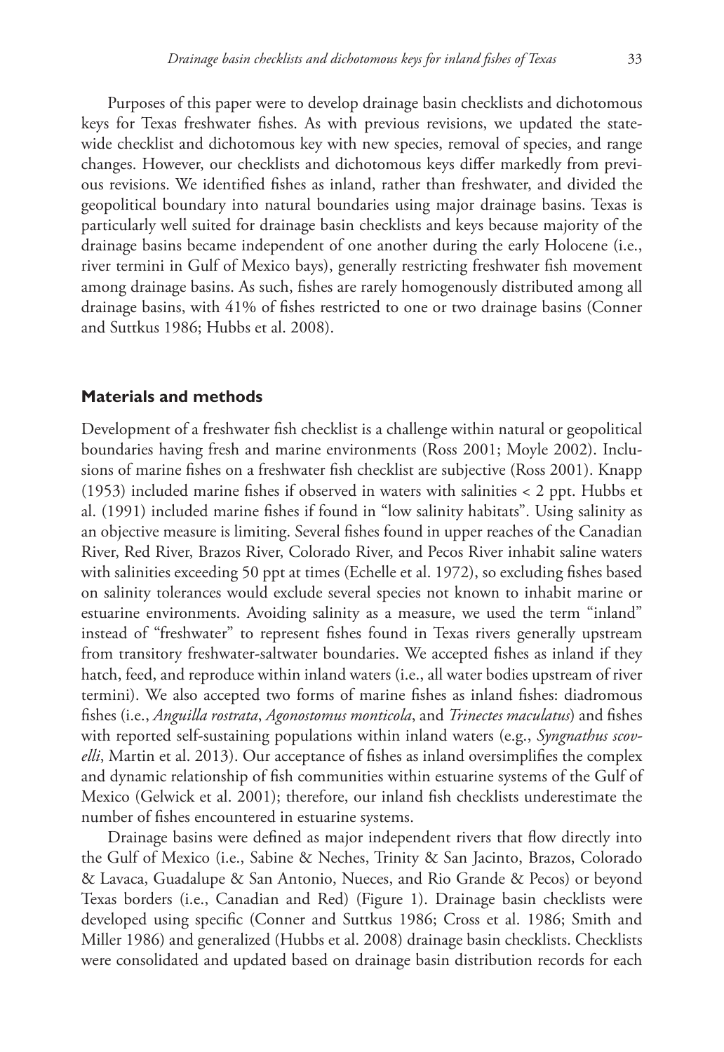Purposes of this paper were to develop drainage basin checklists and dichotomous keys for Texas freshwater fishes. As with previous revisions, we updated the statewide checklist and dichotomous key with new species, removal of species, and range changes. However, our checklists and dichotomous keys differ markedly from previous revisions. We identified fishes as inland, rather than freshwater, and divided the geopolitical boundary into natural boundaries using major drainage basins. Texas is particularly well suited for drainage basin checklists and keys because majority of the drainage basins became independent of one another during the early Holocene (i.e., river termini in Gulf of Mexico bays), generally restricting freshwater fish movement among drainage basins. As such, fishes are rarely homogenously distributed among all drainage basins, with 41% of fishes restricted to one or two drainage basins (Conner and Suttkus 1986; Hubbs et al. 2008).

## Materials and methods

Development of a freshwater fish checklist is a challenge within natural or geopolitical boundaries having fresh and marine environments (Ross 2001; Moyle 2002). Inclusions of marine fishes on a freshwater fish checklist are subjective (Ross 2001). Knapp (1953) included marine fishes if observed in waters with salinities < 2 ppt. Hubbs et al. (1991) included marine fishes if found in "low salinity habitats". Using salinity as an objective measure is limiting. Several fishes found in upper reaches of the Canadian River, Red River, Brazos River, Colorado River, and Pecos River inhabit saline waters with salinities exceeding 50 ppt at times (Echelle et al. 1972), so excluding fishes based on salinity tolerances would exclude several species not known to inhabit marine or estuarine environments. Avoiding salinity as a measure, we used the term "inland" instead of "freshwater" to represent fishes found in Texas rivers generally upstream from transitory freshwater-saltwater boundaries. We accepted fishes as inland if they hatch, feed, and reproduce within inland waters (i.e., all water bodies upstream of river termini). We also accepted two forms of marine fishes as inland fishes: diadromous fishes (i.e., *Anguilla rostrata*, *Agonostomus monticola*, and *Trinectes maculatus*) and fishes with reported self-sustaining populations within inland waters (e.g., *Syngnathus scovelli*, Martin et al. 2013). Our acceptance of fishes as inland oversimplifies the complex and dynamic relationship of fish communities within estuarine systems of the Gulf of Mexico (Gelwick et al. 2001); therefore, our inland fish checklists underestimate the number of fishes encountered in estuarine systems.

Drainage basins were defined as major independent rivers that flow directly into the Gulf of Mexico (i.e., Sabine & Neches, Trinity & San Jacinto, Brazos, Colorado & Lavaca, Guadalupe & San Antonio, Nueces, and Rio Grande & Pecos) or beyond Texas borders (i.e., Canadian and Red) (Figure 1). Drainage basin checklists were developed using specific (Conner and Suttkus 1986; Cross et al. 1986; Smith and Miller 1986) and generalized (Hubbs et al. 2008) drainage basin checklists. Checklists were consolidated and updated based on drainage basin distribution records for each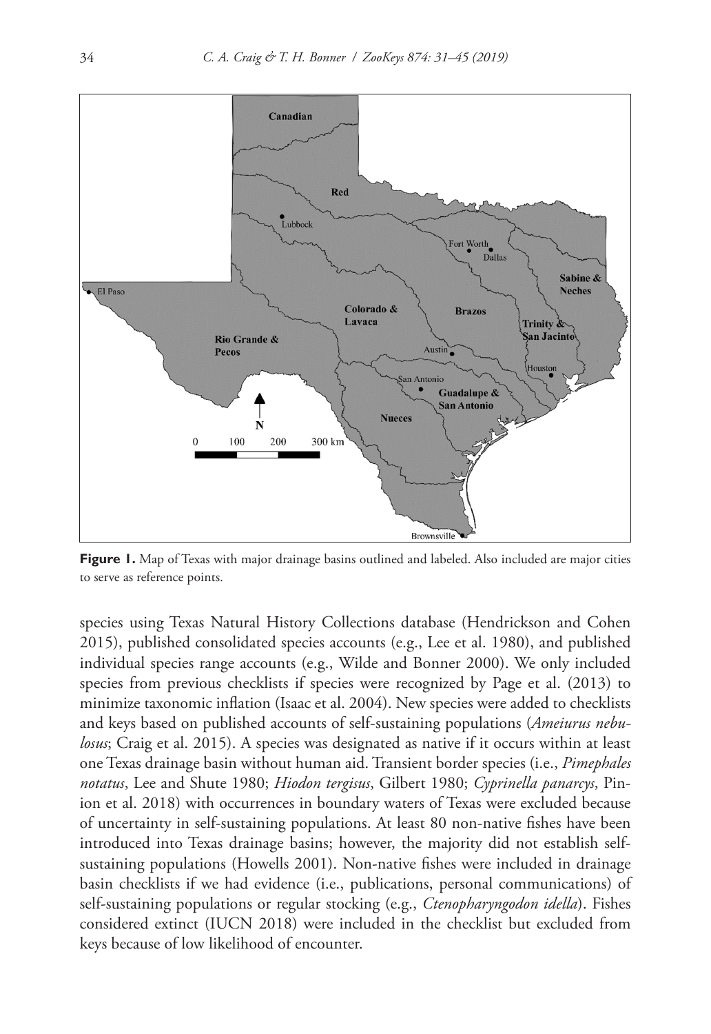**Figure 1.** Map of Texas with major drainage basins outlined and labeled. Also included are major cities to serve as reference points.

species using Texas Natural History Collections database (Hendrickson and Cohen 2015), published consolidated species accounts (e.g., Lee et al. 1980), and published individual species range accounts (e.g., Wilde and Bonner 2000). We only included species from previous checklists if species were recognized by Page et al. (2013) to minimize taxonomic inflation (Isaac et al. 2004). New species were added to checklists and keys based on published accounts of self-sustaining populations (*Ameiurus nebulosus*; Craig et al. 2015). A species was designated as native if it occurs within at least one Texas drainage basin without human aid. Transient border species (i.e., *Pimephales notatus*, Lee and Shute 1980; *Hiodon tergisus*, Gilbert 1980; *Cyprinella panarcys*, Pinion et al. 2018) with occurrences in boundary waters of Texas were excluded because of uncertainty in self-sustaining populations. At least 80 non-native fishes have been introduced into Texas drainage basins; however, the majority did not establish self-sustaining populations (Howells 2001). Non-native fishes were included in drainage basin checklists if we had evidence (i.e., publications, personal communications) of self-sustaining populations or regular stocking (e.g., *Ctenopharyngodon idella*). Fishes considered extinct (IUCN 2018) were included in the checklist but excluded from keys because of low likelihood of encounter.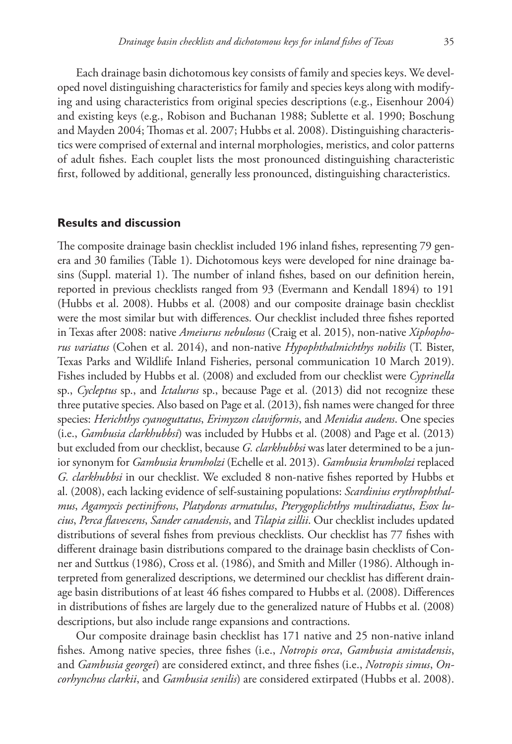Each drainage basin dichotomous key consists of family and species keys. We developed novel distinguishing characteristics for family and species keys along with modifying and using characteristics from original species descriptions (e.g., Eisenhour 2004) and existing keys (e.g., Robison and Buchanan 1988; Sublette et al. 1990; Boschung and Mayden 2004; Thomas et al. 2007; Hubbs et al. 2008). Distinguishing characteristics were comprised of external and internal morphologies, meristics, and color patterns of adult fishes. Each couplet lists the most pronounced distinguishing characteristic first, followed by additional, generally less pronounced, distinguishing characteristics.

## Results and discussion

The composite drainage basin checklist included 196 inland fishes, representing 79 genera and 30 families (Table 1). Dichotomous keys were developed for nine drainage basins (Suppl. material 1). The number of inland fishes, based on our definition herein, reported in previous checklists ranged from 93 (Evermann and Kendall 1894) to 191 (Hubbs et al. 2008). Hubbs et al. (2008) and our composite drainage basin checklist were the most similar but with differences. Our checklist included three fishes reported in Texas after 2008: native *Ameiurus nebulosus* (Craig et al. 2015), non-native *Xiphophorus variatus* (Cohen et al. 2014), and non-native *Hypophthalmichthys nobilis* (T. Bister, Texas Parks and Wildlife Inland Fisheries, personal communication 10 March 2019). Fishes included by Hubbs et al. (2008) and excluded from our checklist were *Cyprinella* sp., *Cycleptus* sp., and *Ictalurus* sp., because Page et al. (2013) did not recognize these three putative species. Also based on Page et al. (2013), fish names were changed for three species: *Herichthys cyanoguttatus*, *Erimyzon claviformis*, and *Menidia audens*. One species (i.e., *Gambusia clarkhubbsi*) was included by Hubbs et al. (2008) and Page et al. (2013) but excluded from our checklist, because *G. clarkhubbsi* was later determined to be a junior synonym for *Gambusia krumholzi* (Echelle et al. 2013). *Gambusia krumholzi* replaced *G. clarkhubbsi* in our checklist. We excluded 8 non-native fishes reported by Hubbs et al. (2008), each lacking evidence of self-sustaining populations: *Scardinius erythrophthalmus*, *Agamyxis pectinifrons*, *Platydoras armatulus*, *Pterygoplichthys multiradiatus*, *Esox lucius*, *Perca flavescens*, *Sander canadensis*, and *Tilapia zillii*. Our checklist includes updated distributions of several fishes from previous checklists. Our checklist has 77 fishes with different drainage basin distributions compared to the drainage basin checklists of Conner and Suttkus (1986), Cross et al. (1986), and Smith and Miller (1986). Although interpreted from generalized descriptions, we determined our checklist has different drainage basin distributions of at least 46 fishes compared to Hubbs et al. (2008). Differences in distributions of fishes are largely due to the generalized nature of Hubbs et al. (2008) descriptions, but also include range expansions and contractions.

Our composite drainage basin checklist has 171 native and 25 non-native inland fishes. Among native species, three fishes (i.e., *Notropis orca*, *Gambusia amistadensis*, and *Gambusia georgei*) are considered extinct, and three fishes (i.e., *Notropis simus*, *Oncorhynchus clarkii*, and *Gambusia senilis*) are considered extirpated (Hubbs et al. 2008).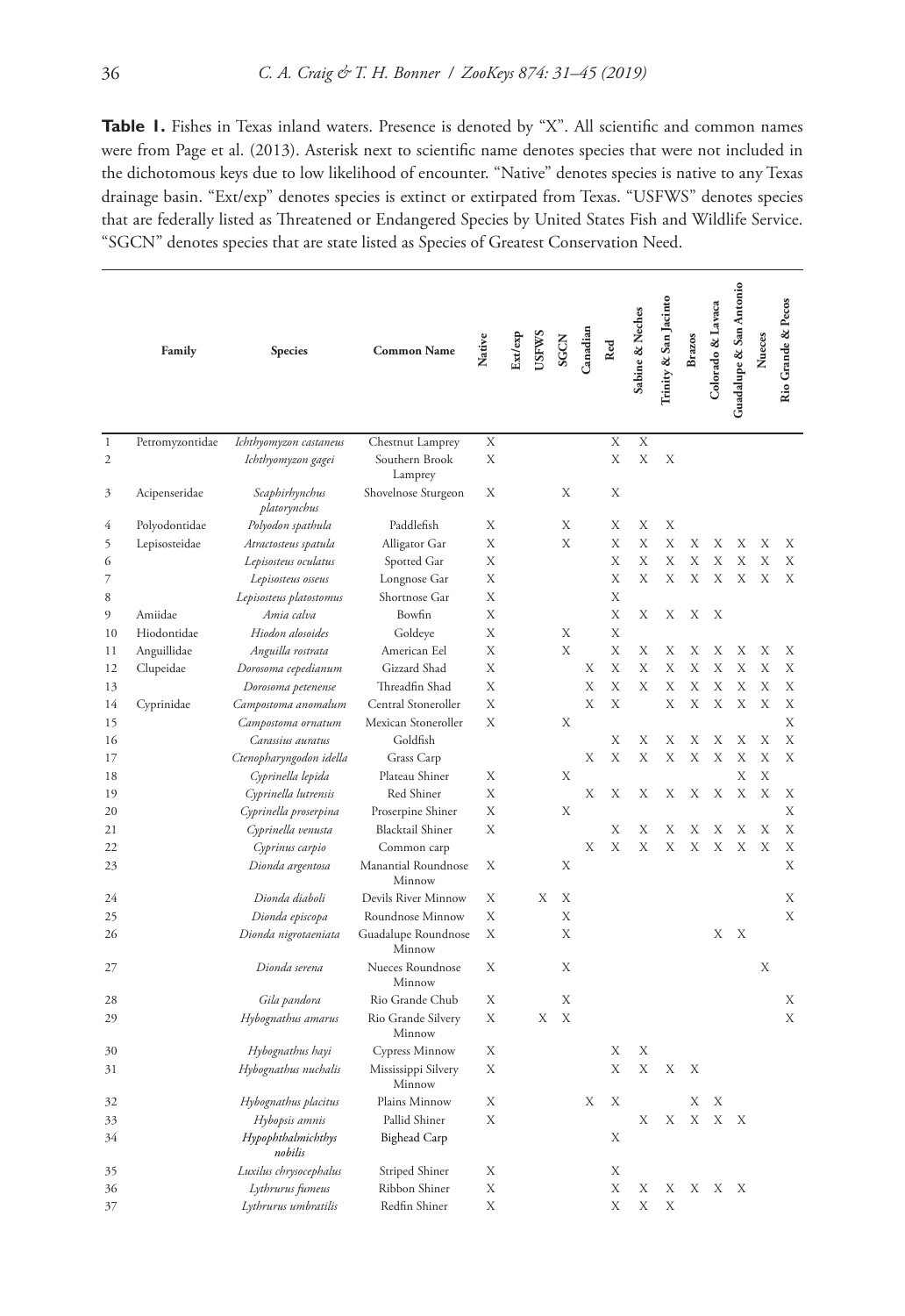**Table 1.** Fishes in Texas inland waters. Presence is denoted by "X". All scientific and common names were from Page et al. (2013). Asterisk next to scientific name denotes species that were not included in the dichotomous keys due to low likelihood of encounter. "Native" denotes species is native to any Texas drainage basin. "Ext/exp" denotes species is extinct or extirpated from Texas. "USFWS" denotes species that are federally listed as Threatened or Endangered Species by United States Fish and Wildlife Service. "SGCN" denotes species that are state listed as Species of Greatest Conservation Need.

| | Family | Species | Common Name | Native | Ext/exp | USFWS | SGCN | Canadian | Red | Sabine & Neches | Trinity & San Jacinto | Brazos | Colorado & Lavaca | Guadalupe & San Antonio | Nueces | Rio Grande & Pecos |
|---|---|---|---|---|---|---|---|---|---|---|---|---|---|---|---|---|
| 1 | Petromyzontidae | *Ichthyomyzon castaneus* | Chestnut Lamprey | X | | | | | X | X | | | | | | |
| 2 | | *Ichthyomyzon gagei* | Southern Brook Lamprey | X | | | | | X | X | X | | | | | |
| 3 | Acipenseridae | *Scaphirhynchus platorynchus* | Shovelnose Sturgeon | X | | | X | | X | | | | | | | |
| 4 | Polyodontidae | *Polyodon spathula* | Paddlefish | X | | | X | | X | X | X | | | | | |
| 5 | Lepisosteidae | *Atractosteus spatula* | Alligator Gar | X | | | X | | X | X | X | X | X | X | X | X |
| 6 | | *Lepisosteus oculatus* | Spotted Gar | X | | | | | X | X | X | X | X | X | X | X |
| 7 | | *Lepisosteus osseus* | Longnose Gar | X | | | | | X | X | X | X | X | X | X | X |
| 8 | | *Lepisosteus platostomus* | Shortnose Gar | X | | | | | X | | | | | | | |
| 9 | Amiidae | *Amia calva* | Bowfin | X | | | | | X | X | X | X | X | | | |
| 10 | Hiodontidae | *Hiodon alosoides* | Goldeye | X | | | X | | X | | | | | | | |
| 11 | Anguillidae | *Anguilla rostrata* | American Eel | X | | | X | | X | X | X | X | X | X | X | X |
| 12 | Clupeidae | *Dorosoma cepedianum* | Gizzard Shad | X | | | | X | X | X | X | X | X | X | X | X |
| 13 | | *Dorosoma petenense* | Threadfin Shad | X | | | | X | X | X | X | X | X | X | X | X |
| 14 | Cyprinidae | *Campostoma anomalum* | Central Stoneroller | X | | | | X | X | | X | X | X | X | X | X |
| 15 | | *Campostoma ornatum* | Mexican Stoneroller | X | | | X | | | | | | | | | X |
| 16 | | *Carassius auratus* | Goldfish | | | | | | X | X | X | X | X | X | X | X |
| 17 | | *Ctenopharyngodon idella* | Grass Carp | | | | | X | X | X | X | X | X | X | X | X |
| 18 | | *Cyprinella lepida* | Plateau Shiner | X | | | X | | | | | | | X | X | |
| 19 | | *Cyprinella lutrensis* | Red Shiner | X | | | | X | X | X | X | X | X | X | X | X |
| 20 | | *Cyprinella proserpina* | Proserpine Shiner | X | | | X | | | | | | | | | X |
| 21 | | *Cyprinella venusta* | Blacktail Shiner | X | | | | | X | X | X | X | X | X | X | X |
| 22 | | *Cyprinus carpio* | Common carp | | | | | X | X | X | X | X | X | X | X | X |
| 23 | | *Dionda argentosa* | Manantial Roundnose Minnow | X | | | X | | | | | | | | | X |
| 24 | | *Dionda diaboli* | Devils River Minnow | X | | X | X | | | | | | | | | X |
| 25 | | *Dionda episcopa* | Roundnose Minnow | X | | | X | | | | | | | | | X |
| 26 | | *Dionda nigrotaeniata* | Guadalupe Roundnose Minnow | X | | | X | | | | | | X | X | | |
| 27 | | *Dionda serena* | Nueces Roundnose Minnow | X | | | X | | | | | | | | X | |
| 28 | | *Gila pandora* | Rio Grande Chub | X | | | X | | | | | | | | | X |
| 29 | | *Hybognathus amarus* | Rio Grande Silvery Minnow | X | | X | X | | | | | | | | | X |
| 30 | | *Hybognathus hayi* | Cypress Minnow | X | | | | | X | X | | | | | | |
| 31 | | *Hybognathus nuchalis* | Mississippi Silvery Minnow | X | | | | | X | X | X | X | | | | |
| 32 | | *Hybognathus placitus* | Plains Minnow | X | | | | X | X | | | X | X | | | |
| 33 | | *Hybopsis amnis* | Pallid Shiner | X | | | | | | X | X | X | X | X | | |
| 34 | | *Hypophthalmichthys nobilis* | Bighead Carp | | | | | | X | | | | | | | |
| 35 | | *Luxilus chrysocephalus* | Striped Shiner | X | | | | | X | | | | | | | |
| 36 | | *Lythrurus fumeus* | Ribbon Shiner | X | | | | | X | X | X | X | X | X | | |
| 37 | | *Lythrurus umbratilis* | Redfin Shiner | X | | | | | X | X | X | | | | | |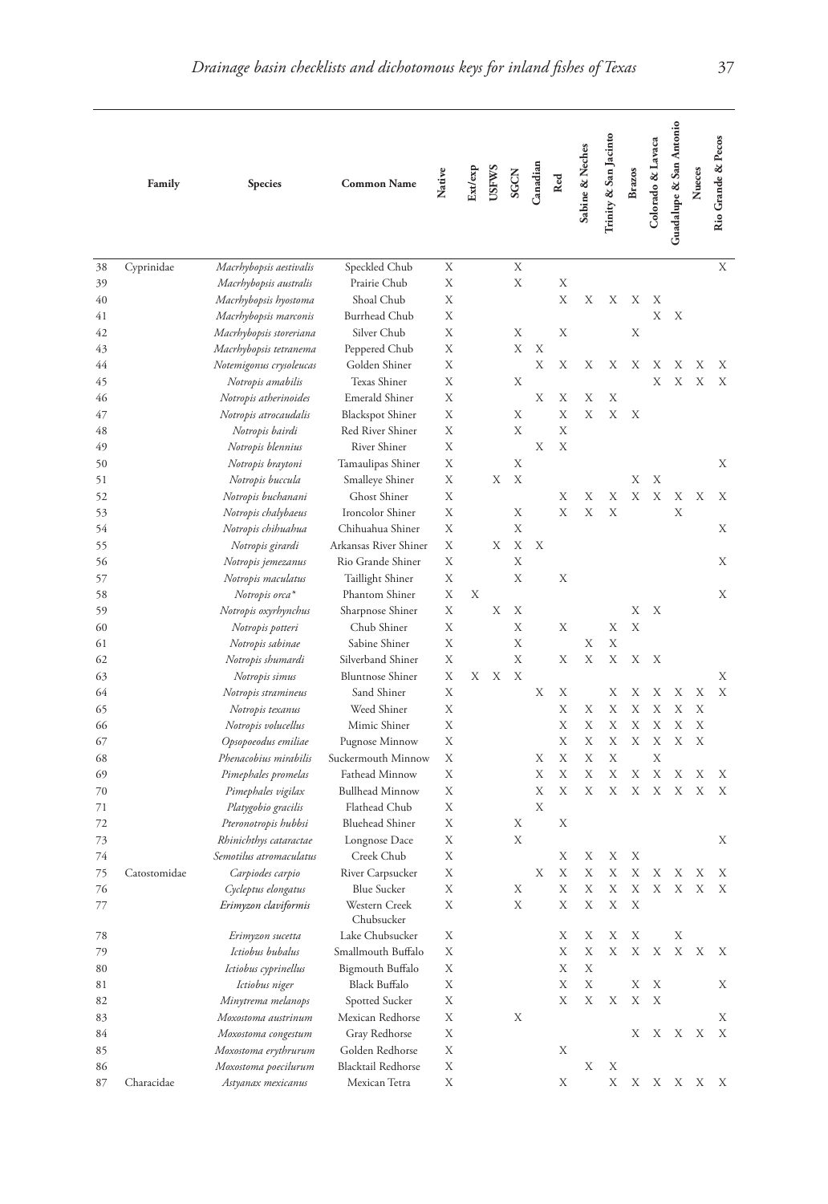| | Family | Species | Common Name | Native | Ext/exp | USFWS | SGCN | Canadian | Red | Sabine & Neches | Trinity & San Jacinto | Brazos | Colorado & Lavaca | Guadalupe & San Antonio | Nueces | Rio Grande & Pecos |
|---|---|---|---|---|---|---|---|---|---|---|---|---|---|---|---|---|
| 38 | Cyprinidae | *Macrhybopsis aestivalis* | Speckled Chub | X | | | X | | | | | | | | | X |
| 39 | | *Macrhybopsis australis* | Prairie Chub | X | | | X | | X | | | | | | | |
| 40 | | *Macrhybopsis hyostoma* | Shoal Chub | X | | | | | X | X | X | X | X | | | |
| 41 | | *Macrhybopsis marconis* | Burrhead Chub | X | | | | | | | | | X | X | | |
| 42 | | *Macrhybopsis storeriana* | Silver Chub | X | | | X | | X | | | X | | | | |
| 43 | | *Macrhybopsis tetranema* | Peppered Chub | X | | | X | X | | | | | | | | |
| 44 | | *Notemigonus crysoleucas* | Golden Shiner | X | | | | X | X | X | X | X | X | X | X | X |
| 45 | | *Notropis amabilis* | Texas Shiner | X | | | X | | | | | | X | X | X | X |
| 46 | | *Notropis atherinoides* | Emerald Shiner | X | | | | X | X | X | X | | | | | |
| 47 | | *Notropis atrocaudalis* | Blackspot Shiner | X | | | X | | X | X | X | X | | | | |
| 48 | | *Notropis bairdi* | Red River Shiner | X | | | X | | X | | | | | | | |
| 49 | | *Notropis blennius* | River Shiner | X | | | | X | X | | | | | | | |
| 50 | | *Notropis braytoni* | Tamaulipas Shiner | X | | | X | | | | | | | | | X |
| 51 | | *Notropis buccula* | Smalleye Shiner | X | | X | X | | | | | X | X | | | |
| 52 | | *Notropis buchanani* | Ghost Shiner | X | | | | | X | X | X | X | X | X | X | X |
| 53 | | *Notropis chalybaeus* | Ironcolor Shiner | X | | | X | | X | X | X | | | X | | |
| 54 | | *Notropis chihuahua* | Chihuahua Shiner | X | | | X | | | | | | | | | X |
| 55 | | *Notropis girardi* | Arkansas River Shiner | X | | X | X | X | | | | | | | | |
| 56 | | *Notropis jemezanus* | Rio Grande Shiner | X | | | X | | | | | | | | | X |
| 57 | | *Notropis maculatus* | Taillight Shiner | X | | | X | | X | | | | | | | |
| 58 | | *Notropis orca** | Phantom Shiner | X | X | | | | | | | | | | | X |
| 59 | | *Notropis oxyrhynchus* | Sharpnose Shiner | X | | X | X | | | | | X | X | | | |
| 60 | | *Notropis potteri* | Chub Shiner | X | | | X | | X | | X | X | | | | |
| 61 | | *Notropis sabinae* | Sabine Shiner | X | | | X | | | X | X | | | | | |
| 62 | | *Notropis shumardi* | Silverband Shiner | X | | | X | | X | X | X | X | X | | | |
| 63 | | *Notropis simus* | Bluntnose Shiner | X | X | X | X | | | | | | | | | X |
| 64 | | *Notropis stramineus* | Sand Shiner | X | | | | X | X | | X | X | X | X | X | X |
| 65 | | *Notropis texanus* | Weed Shiner | X | | | | | X | X | X | X | X | X | X | |
| 66 | | *Notropis volucellus* | Mimic Shiner | X | | | | | X | X | X | X | X | X | X | |
| 67 | | *Opsopoeodus emiliae* | Pugnose Minnow | X | | | | | X | X | X | X | X | X | X | |
| 68 | | *Phenacobius mirabilis* | Suckermouth Minnow | X | | | | X | X | X | X | | X | | | |
| 69 | | *Pimephales promelas* | Fathead Minnow | X | | | | X | X | X | X | X | X | X | X | X |
| 70 | | *Pimephales vigilax* | Bullhead Minnow | X | | | | X | X | X | X | X | X | X | X | X |
| 71 | | *Platygobio gracilis* | Flathead Chub | X | | | | X | | | | | | | | |
| 72 | | *Pteronotropis hubbsi* | Bluehead Shiner | X | | | X | | X | | | | | | | |
| 73 | | *Rhinichthys cataractae* | Longnose Dace | X | | | X | | | | | | | | | X |
| 74 | | *Semotilus atromaculatus* | Creek Chub | X | | | | | X | X | X | X | | | | |
| 75 | Catostomidae | *Carpiodes carpio* | River Carpsucker | X | | | | X | X | X | X | X | X | X | X | X |
| 76 | | *Cycleptus elongatus* | Blue Sucker | X | | | X | | X | X | X | X | X | X | X | X |
| 77 | | *Erimyzon claviformis* | Western Creek Chubsucker | X | | | X | | X | X | X | X | | | | |
| 78 | | *Erimyzon sucetta* | Lake Chubsucker | X | | | | | X | X | X | X | | X | | |
| 79 | | *Ictiobus bubalus* | Smallmouth Buffalo | X | | | | | X | X | X | X | X | X | X | X |
| 80 | | *Ictiobus cyprinellus* | Bigmouth Buffalo | X | | | | | X | X | | | | | | |
| 81 | | *Ictiobus niger* | Black Buffalo | X | | | | | X | X | | X | X | | | X |
| 82 | | *Minytrema melanops* | Spotted Sucker | X | | | | | X | X | X | X | X | | | |
| 83 | | *Moxostoma austrinum* | Mexican Redhorse | X | | | X | | | | | | | | | X |
| 84 | | *Moxostoma congestum* | Gray Redhorse | X | | | | | | | | X | X | X | X | X |
| 85 | | *Moxostoma erythrurum* | Golden Redhorse | X | | | | | X | | | | | | | |
| 86 | | *Moxostoma poecilurum* | Blacktail Redhorse | X | | | | | | X | X | | | | | |
| 87 | Characidae | *Astyanax mexicanus* | Mexican Tetra | X | | | | | X | | X | X | X | X | X | X |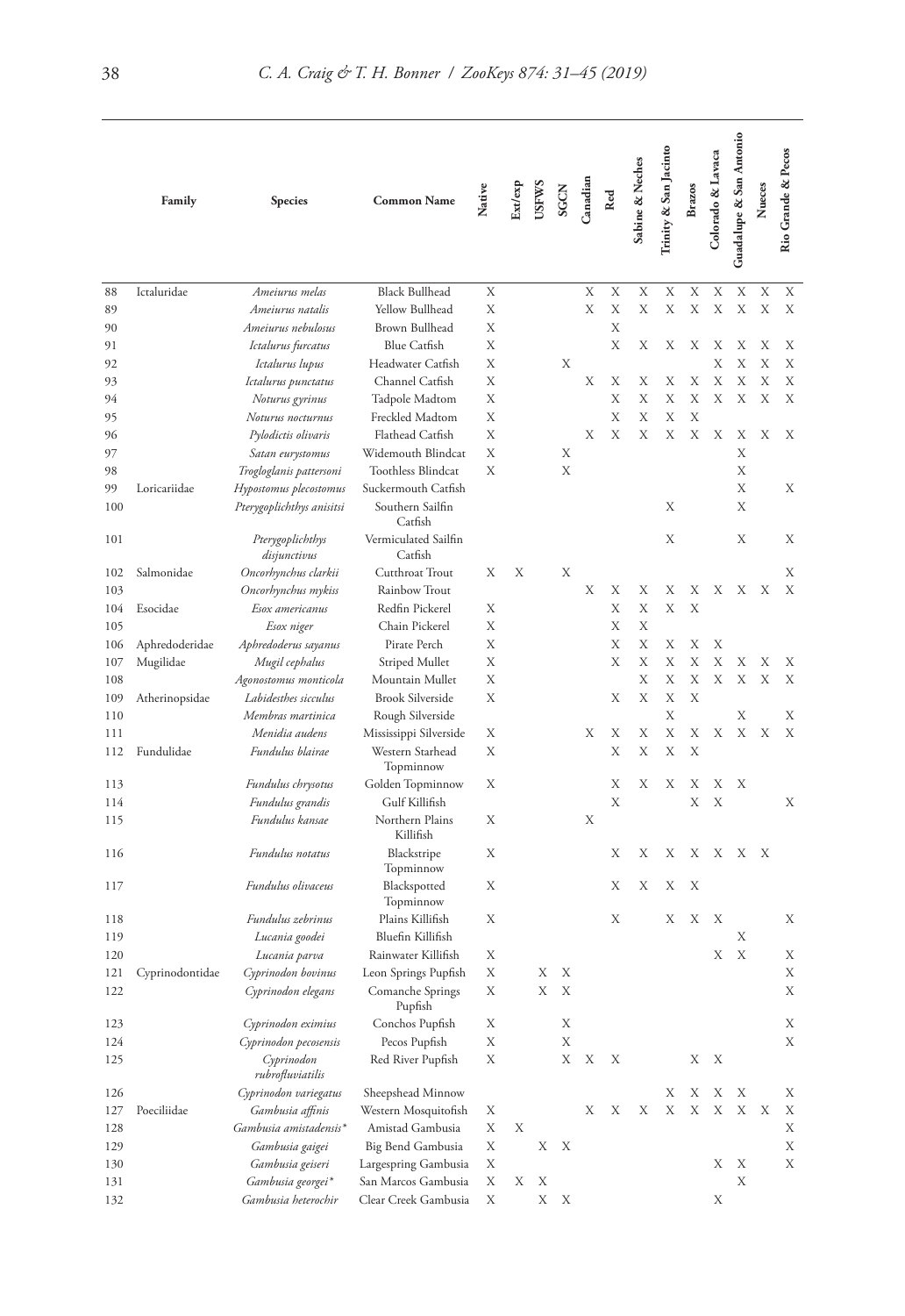| | Family | Species | Common Name | Native | Ext/exp | USFWS | SGCN | Canadian | Red | Sabine & Neches | Trinity & San Jacinto | Brazos | Colorado & Lavaca | Guadalupe & San Antonio | Nueces | Rio Grande & Pecos |
|---|---|---|---|---|---|---|---|---|---|---|---|---|---|---|---|---|
| 88 | Ictaluridae | *Ameiurus melas* | Black Bullhead | X | | | | X | X | X | X | X | X | X | X | X |
| 89 | | *Ameiurus natalis* | Yellow Bullhead | X | | | | X | X | X | X | X | X | X | X | X |
| 90 | | *Ameiurus nebulosus* | Brown Bullhead | X | | | | | X | | | | | | | |
| 91 | | *Ictalurus furcatus* | Blue Catfish | X | | | | | X | X | X | X | X | X | X | X |
| 92 | | *Ictalurus lupus* | Headwater Catfish | X | | | X | | | | | | X | X | X | X |
| 93 | | *Ictalurus punctatus* | Channel Catfish | X | | | | X | X | X | X | X | X | X | X | X |
| 94 | | *Noturus gyrinus* | Tadpole Madtom | X | | | | | X | X | X | X | X | X | X | |
| 95 | | *Noturus nocturnus* | Freckled Madtom | X | | | | | X | X | X | X | | | | |
| 96 | | *Pylodictis olivaris* | Flathead Catfish | X | | | | X | X | X | X | X | X | X | X | X |
| 97 | | *Satan eurystomus* | Widemouth Blindcat | X | | | X | | | | | | | X | | |
| 98 | | *Trogloglanis pattersoni* | Toothless Blindcat | X | | | X | | | | | | | X | | |
| 99 | Loricariidae | *Hypostomus plecostomus* | Suckermouth Catfish | | | | | | | | | | | X | | X |
| 100 | | *Pterygoplichthys anisitsi* | Southern Sailfin Catfish | | | | | | | | X | | | X | | |
| 101 | | *Pterygoplichthys disjunctivus* | Vermiculated Sailfin Catfish | | | | | | | | X | | | X | | X |
| 102 | Salmonidae | *Oncorhynchus clarkii* | Cutthroat Trout | X | X | | X | | | | | | | | | X |
| 103 | | *Oncorhynchus mykiss* | Rainbow Trout | | | | | X | X | X | X | X | X | X | X | X |
| 104 | Esocidae | *Esox americanus* | Redfin Pickerel | X | | | | | X | X | X | X | | | | |
| 105 | | *Esox niger* | Chain Pickerel | X | | | | | X | X | | | | | | |
| 106 | Aphredoderidae | *Aphredoderus sayanus* | Pirate Perch | X | | | | | X | X | X | X | X | | | |
| 107 | Mugilidae | *Mugil cephalus* | Striped Mullet | X | | | | | X | X | X | X | X | X | X | X |
| 108 | | *Agonostomus monticola* | Mountain Mullet | X | | | | | | X | X | X | X | X | X | X |
| 109 | Atherinopsidae | *Labidesthes sicculus* | Brook Silverside | X | | | | | X | X | X | X | | | | |
| 110 | | *Membras martinica* | Rough Silverside | | | | | | | | X | | | X | | X |
| 111 | | *Menidia audens* | Mississippi Silverside | X | | | | X | X | X | X | X | X | X | X | X |
| 112 | Fundulidae | *Fundulus blairae* | Western Starhead Topminnow | X | | | | | X | X | X | X | | | | |
| 113 | | *Fundulus chrysotus* | Golden Topminnow | X | | | | | X | X | X | X | X | X | | |
| 114 | | *Fundulus grandis* | Gulf Killifish | | | | | | X | | | X | X | | | X |
| 115 | | *Fundulus kansae* | Northern Plains Killifish | X | | | | X | | | | | | | | |
| 116 | | *Fundulus notatus* | Blackstripe Topminnow | X | | | | | X | X | X | X | X | X | X | |
| 117 | | *Fundulus olivaceus* | Blackspotted Topminnow | X | | | | | X | X | X | X | | | | |
| 118 | | *Fundulus zebrinus* | Plains Killifish | X | | | | | X | | X | X | X | | | X |
| 119 | | *Lucania goodei* | Bluefin Killifish | | | | | | | | | | | X | | |
| 120 | | *Lucania parva* | Rainwater Killifish | X | | | | | | | | | X | X | | X |
| 121 | Cyprinodontidae | *Cyprinodon bovinus* | Leon Springs Pupfish | X | | X | X | | | | | | | | | X |
| 122 | | *Cyprinodon elegans* | Comanche Springs Pupfish | X | | X | X | | | | | | | | | X |
| 123 | | *Cyprinodon eximius* | Conchos Pupfish | X | | | X | | | | | | | | | X |
| 124 | | *Cyprinodon pecosensis* | Pecos Pupfish | X | | | X | | | | | | | | | X |
| 125 | | *Cyprinodon rubrofluviatilis* | Red River Pupfish | X | | | X | X | X | | | X | X | | | |
| 126 | | *Cyprinodon variegatus* | Sheepshead Minnow | | | | | | | | X | X | X | X | | X |
| 127 | Poeciliidae | *Gambusia affinis* | Western Mosquitofish | X | | | | X | X | X | X | X | X | X | X | X |
| 128 | | *Gambusia amistadensis** | Amistad Gambusia | X | X | | | | | | | | | | | X |
| 129 | | *Gambusia gaigei* | Big Bend Gambusia | X | | X | X | | | | | | | | | X |
| 130 | | *Gambusia geiseri* | Largespring Gambusia | X | | | | | | | | | X | X | | X |
| 131 | | *Gambusia georgei** | San Marcos Gambusia | X | X | X | | | | | | | | X | | |
| 132 | | *Gambusia heterochir* | Clear Creek Gambusia | X | | X | X | | | | | | X | | | |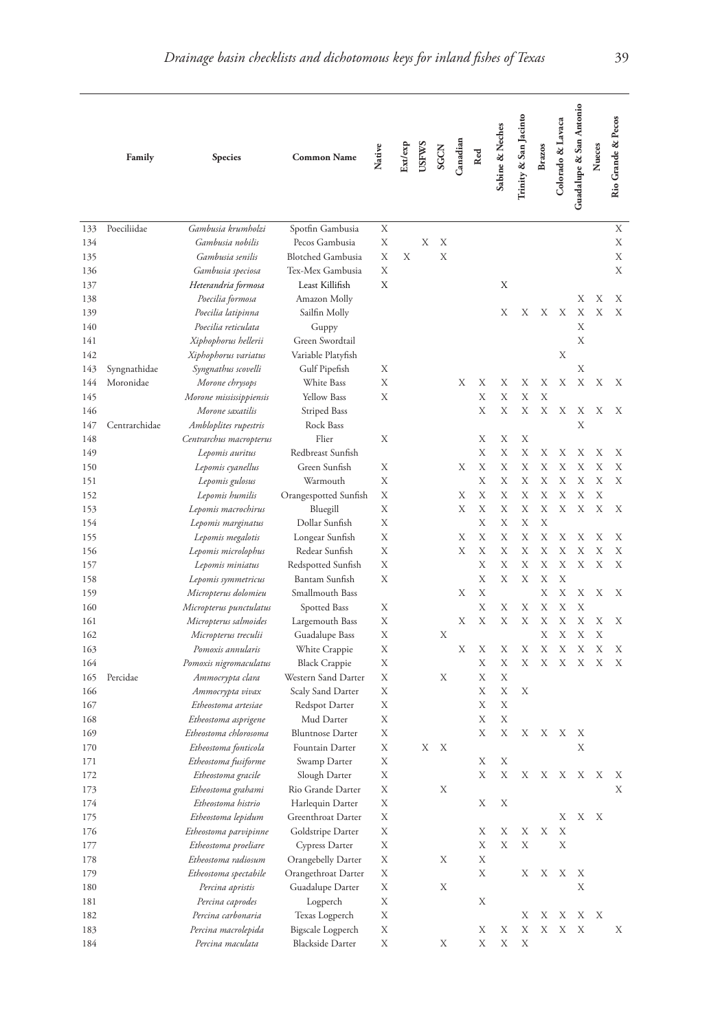| | Family | Species | Common Name | Native | Ext/exp | USFWS | SGCN | Canadian | Red | Sabine & Neches | Trinity & San Jacinto | Brazos | Colorado & Lavaca | Guadalupe & San Antonio | Nueces | Rio Grande & Pecos |
|---|---|---|---|---|---|---|---|---|---|---|---|---|---|---|---|---|
| 133 | Poeciliidae | *Gambusia krumholzi* | Spotfin Gambusia | X | | | | | | | | | | | | X |
| 134 | | *Gambusia nobilis* | Pecos Gambusia | X | | X | X | | | | | | | | | X |
| 135 | | *Gambusia senilis* | Blotched Gambusia | X | X | | X | | | | | | | | | X |
| 136 | | *Gambusia speciosa* | Tex-Mex Gambusia | X | | | | | | | | | | | | X |
| 137 | | *Heterandria formosa* | Least Killifish | X | | | | | | X | | | | | | |
| 138 | | *Poecilia formosa* | Amazon Molly | | | | | | | | | | | X | X | X |
| 139 | | *Poecilia latipinna* | Sailfin Molly | | | | | | | X | X | X | X | X | X | X |
| 140 | | *Poecilia reticulata* | Guppy | | | | | | | | | | | X | | |
| 141 | | *Xiphophorus hellerii* | Green Swordtail | | | | | | | | | | | X | | |
| 142 | | *Xiphophorus variatus* | Variable Platyfish | | | | | | | | | | X | | | |
| 143 | Syngnathidae | *Syngnathus scovelli* | Gulf Pipefish | X | | | | | | | | | | X | | |
| 144 | Moronidae | *Morone chrysops* | White Bass | X | | | | X | X | X | X | X | X | X | X | X |
| 145 | | *Morone mississippiensis* | Yellow Bass | X | | | | | X | X | X | X | | | | |
| 146 | | *Morone saxatilis* | Striped Bass | | | | | | X | X | X | X | X | X | X | X |
| 147 | Centrarchidae | *Ambloplites rupestris* | Rock Bass | | | | | | | | | | | X | | |
| 148 | | *Centrarchus macropterus* | Flier | X | | | | | X | X | X | | | | | |
| 149 | | *Lepomis auritus* | Redbreast Sunfish | | | | | | X | X | X | X | X | X | X | X |
| 150 | | *Lepomis cyanellus* | Green Sunfish | X | | | | X | X | X | X | X | X | X | X | X |
| 151 | | *Lepomis gulosus* | Warmouth | X | | | | | X | X | X | X | X | X | X | X |
| 152 | | *Lepomis humilis* | Orangespotted Sunfish | X | | | | X | X | X | X | X | X | X | X | |
| 153 | | *Lepomis macrochirus* | Bluegill | X | | | | X | X | X | X | X | X | X | X | X |
| 154 | | *Lepomis marginatus* | Dollar Sunfish | X | | | | | X | X | X | X | | | | |
| 155 | | *Lepomis megalotis* | Longear Sunfish | X | | | | X | X | X | X | X | X | X | X | X |
| 156 | | *Lepomis microlophus* | Redear Sunfish | X | | | | X | X | X | X | X | X | X | X | X |
| 157 | | *Lepomis miniatus* | Redspotted Sunfish | X | | | | | X | X | X | X | X | X | X | X |
| 158 | | *Lepomis symmetricus* | Bantam Sunfish | X | | | | | X | X | X | X | X | | | |
| 159 | | *Micropterus dolomieu* | Smallmouth Bass | | | | | X | X | | | X | X | X | X | X |
| 160 | | *Micropterus punctulatus* | Spotted Bass | X | | | | | X | X | X | X | X | X | | |
| 161 | | *Micropterus salmoides* | Largemouth Bass | X | | | | X | X | X | X | X | X | X | X | X |
| 162 | | *Micropterus treculii* | Guadalupe Bass | X | | | X | | | | | X | X | X | X | |
| 163 | | *Pomoxis annularis* | White Crappie | X | | | | X | X | X | X | X | X | X | X | X |
| 164 | | *Pomoxis nigromaculatus* | Black Crappie | X | | | | | X | X | X | X | X | X | X | X |
| 165 | Percidae | *Ammocrypta clara* | Western Sand Darter | X | | | X | | X | X | | | | | | |
| 166 | | *Ammocrypta vivax* | Scaly Sand Darter | X | | | | | X | X | X | | | | | |
| 167 | | *Etheostoma artesiae* | Redspot Darter | X | | | | | X | X | | | | | | |
| 168 | | *Etheostoma asprigene* | Mud Darter | X | | | | | X | X | | | | | | |
| 169 | | *Etheostoma chlorosoma* | Bluntnose Darter | X | | | | | X | X | X | X | X | X | | |
| 170 | | *Etheostoma fonticola* | Fountain Darter | X | | X | X | | | | | | | X | | |
| 171 | | *Etheostoma fusiforme* | Swamp Darter | X | | | | | X | X | | | | | | |
| 172 | | *Etheostoma gracile* | Slough Darter | X | | | | | X | X | X | X | X | X | X | X |
| 173 | | *Etheostoma grahami* | Rio Grande Darter | X | | | X | | | | | | | | | X |
| 174 | | *Etheostoma histrio* | Harlequin Darter | X | | | | | X | X | | | | | | |
| 175 | | *Etheostoma lepidum* | Greenthroat Darter | X | | | | | | | | | X | X | X | |
| 176 | | *Etheostoma parvipinne* | Goldstripe Darter | X | | | | | X | X | X | X | X | | | |
| 177 | | *Etheostoma proeliare* | Cypress Darter | X | | | | | X | X | X | | X | | | |
| 178 | | *Etheostoma radiosum* | Orangebelly Darter | X | | | X | | X | | | | | | | |
| 179 | | *Etheostoma spectabile* | Orangethroat Darter | X | | | | | X | | X | X | X | X | | |
| 180 | | *Percina apristis* | Guadalupe Darter | X | | | X | | | | | | | X | | |
| 181 | | *Percina caprodes* | Logperch | X | | | | | X | | | | | | | |
| 182 | | *Percina carbonaria* | Texas Logperch | X | | | | | | | X | X | X | X | X | |
| 183 | | *Percina macrolepida* | Bigscale Logperch | X | | | | | X | X | X | X | X | X | | X |
| 184 | | *Percina maculata* | Blackside Darter | X | | | X | | X | X | X | | | | | |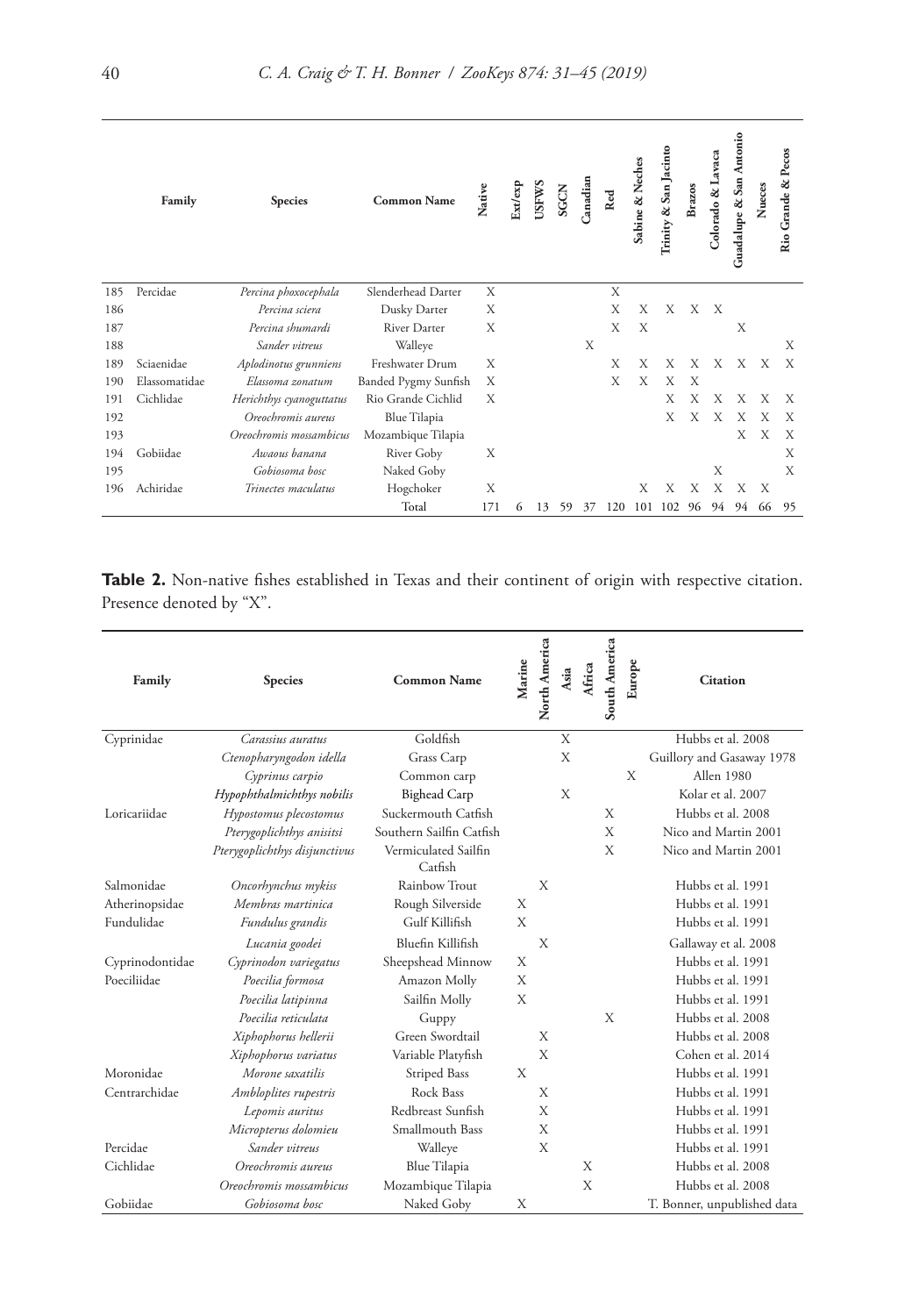| | Family | Species | Common Name | Native | Ext/exp | USFWS | SGCN | Canadian | Red | Sabine & Neches | Trinity & San Jacinto | Brazos | Colorado & Lavaca | Guadalupe & San Antonio | Nueces | Rio Grande & Pecos |
|---|---|---|---|---|---|---|---|---|---|---|---|---|---|---|---|---|
| 185 | Percidae | *Percina phoxocephala* | Slenderhead Darter | X | | | | | X | | | | | | | |
| 186 | | *Percina sciera* | Dusky Darter | X | | | | | X | X | X | X | X | | | |
| 187 | | *Percina shumardi* | River Darter | X | | | | | X | X | | | | X | | |
| 188 | | *Sander vitreus* | Walleye | | | | | X | | | | | | | | X |
| 189 | Sciaenidae | *Aplodinotus grunniens* | Freshwater Drum | X | | | | | X | X | X | X | X | X | X | X |
| 190 | Elassomatidae | *Elassoma zonatum* | Banded Pygmy Sunfish | X | | | | | X | X | X | X | | | | |
| 191 | Cichlidae | *Herichthys cyanoguttatus* | Rio Grande Cichlid | X | | | | | | | X | X | X | X | X | X |
| 192 | | *Oreochromis aureus* | Blue Tilapia | | | | | | | | X | X | X | X | X | X |
| 193 | | *Oreochromis mossambicus* | Mozambique Tilapia | | | | | | | | | | | X | X | X |
| 194 | Gobiidae | *Awaous banana* | River Goby | X | | | | | | | | | | | | X |
| 195 | | *Gobiosoma bosc* | Naked Goby | | | | | | | | | | X | | | X |
| 196 | Achiridae | *Trinectes maculatus* | Hogchoker | X | | | | | | X | X | X | X | X | X | |
| | | | Total | 171 | 6 | 13 | 59 | 37 | 120 | 101 | 102 | 96 | 94 | 94 | 66 | 95 |

**Table 2.** Non-native fishes established in Texas and their continent of origin with respective citation. Presence denoted by "X".

| Family | Species | Common Name | Marine | North America | Asia | Africa | South America | Europe | Citation |
|---|---|---|---|---|---|---|---|---|---|
| Cyprinidae | *Carassius auratus* | Goldfish | | | X | | | | Hubbs et al. 2008 |
| | *Ctenopharyngodon idella* | Grass Carp | | | X | | | | Guillory and Gasaway 1978 |
| | *Cyprinus carpio* | Common carp | | | | | | X | Allen 1980 |
| | *Hypophthalmichthys nobilis* | Bighead Carp | | | X | | | | Kolar et al. 2007 |
| Loricariidae | *Hypostomus plecostomus* | Suckermouth Catfish | | | | | X | | Hubbs et al. 2008 |
| | *Pterygoplichthys anisitsi* | Southern Sailfin Catfish | | | | | X | | Nico and Martin 2001 |
| | *Pterygoplichthys disjunctivus* | Vermiculated Sailfin Catfish | | | | | X | | Nico and Martin 2001 |
| Salmonidae | *Oncorhynchus mykiss* | Rainbow Trout | | X | | | | | Hubbs et al. 1991 |
| Atherinopsidae | *Membras martinica* | Rough Silverside | X | | | | | | Hubbs et al. 1991 |
| Fundulidae | *Fundulus grandis* | Gulf Killifish | X | | | | | | Hubbs et al. 1991 |
| | *Lucania goodei* | Bluefin Killifish | | X | | | | | Gallaway et al. 2008 |
| Cyprinodontidae | *Cyprinodon variegatus* | Sheepshead Minnow | X | | | | | | Hubbs et al. 1991 |
| Poeciliidae | *Poecilia formosa* | Amazon Molly | X | | | | | | Hubbs et al. 1991 |
| | *Poecilia latipinna* | Sailfin Molly | X | | | | | | Hubbs et al. 1991 |
| | *Poecilia reticulata* | Guppy | | | | | X | | Hubbs et al. 2008 |
| | *Xiphophorus hellerii* | Green Swordtail | | X | | | | | Hubbs et al. 2008 |
| | *Xiphophorus variatus* | Variable Platyfish | | X | | | | | Cohen et al. 2014 |
| Moronidae | *Morone saxatilis* | Striped Bass | X | | | | | | Hubbs et al. 1991 |
| Centrarchidae | *Ambloplites rupestris* | Rock Bass | | X | | | | | Hubbs et al. 1991 |
| | *Lepomis auritus* | Redbreast Sunfish | | X | | | | | Hubbs et al. 1991 |
| | *Micropterus dolomieu* | Smallmouth Bass | | X | | | | | Hubbs et al. 1991 |
| Percidae | *Sander vitreus* | Walleye | | X | | | | | Hubbs et al. 1991 |
| Cichlidae | *Oreochromis aureus* | Blue Tilapia | | | | X | | | Hubbs et al. 2008 |
| | *Oreochromis mossambicus* | Mozambique Tilapia | | | | X | | | Hubbs et al. 2008 |
| Gobiidae | *Gobiosoma bosc* | Naked Goby | X | | | | | | T. Bonner, unpublished data |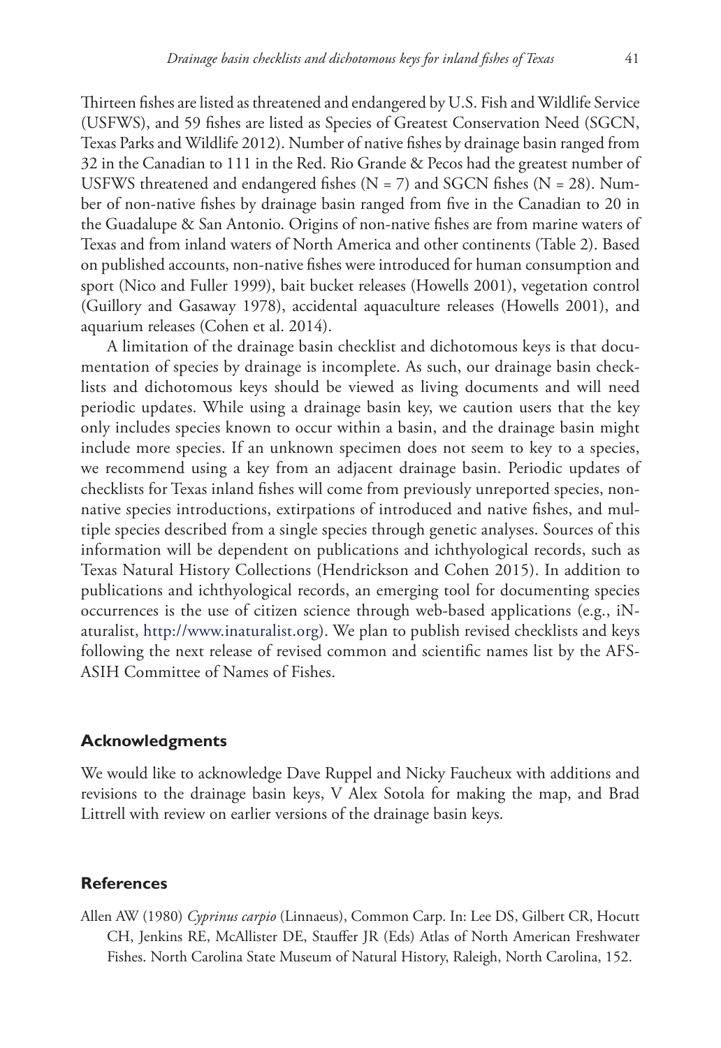Thirteen fishes are listed as threatened and endangered by U.S. Fish and Wildlife Service (USFWS), and 59 fishes are listed as Species of Greatest Conservation Need (SGCN, Texas Parks and Wildlife 2012). Number of native fishes by drainage basin ranged from 32 in the Canadian to 111 in the Red. Rio Grande & Pecos had the greatest number of USFWS threatened and endangered fishes (N = 7) and SGCN fishes (N = 28). Number of non-native fishes by drainage basin ranged from five in the Canadian to 20 in the Guadalupe & San Antonio. Origins of non-native fishes are from marine waters of Texas and from inland waters of North America and other continents (Table 2). Based on published accounts, non-native fishes were introduced for human consumption and sport (Nico and Fuller 1999), bait bucket releases (Howells 2001), vegetation control (Guillory and Gasaway 1978), accidental aquaculture releases (Howells 2001), and aquarium releases (Cohen et al. 2014).

A limitation of the drainage basin checklist and dichotomous keys is that documentation of species by drainage is incomplete. As such, our drainage basin checklists and dichotomous keys should be viewed as living documents and will need periodic updates. While using a drainage basin key, we caution users that the key only includes species known to occur within a basin, and the drainage basin might include more species. If an unknown specimen does not seem to key to a species, we recommend using a key from an adjacent drainage basin. Periodic updates of checklists for Texas inland fishes will come from previously unreported species, non-native species introductions, extirpations of introduced and native fishes, and multiple species described from a single species through genetic analyses. Sources of this information will be dependent on publications and ichthyological records, such as Texas Natural History Collections (Hendrickson and Cohen 2015). In addition to publications and ichthyological records, an emerging tool for documenting species occurrences is the use of citizen science through web-based applications (e.g., iNaturalist, http://www.inaturalist.org). We plan to publish revised checklists and keys following the next release of revised common and scientific names list by the AFS-ASIH Committee of Names of Fishes.

## Acknowledgments

We would like to acknowledge Dave Ruppel and Nicky Faucheux with additions and revisions to the drainage basin keys, V Alex Sotola for making the map, and Brad Littrell with review on earlier versions of the drainage basin keys.

## References

Allen AW (1980) *Cyprinus carpio* (Linnaeus), Common Carp. In: Lee DS, Gilbert CR, Hocutt CH, Jenkins RE, McAllister DE, Stauffer JR (Eds) Atlas of North American Freshwater Fishes. North Carolina State Museum of Natural History, Raleigh, North Carolina, 152.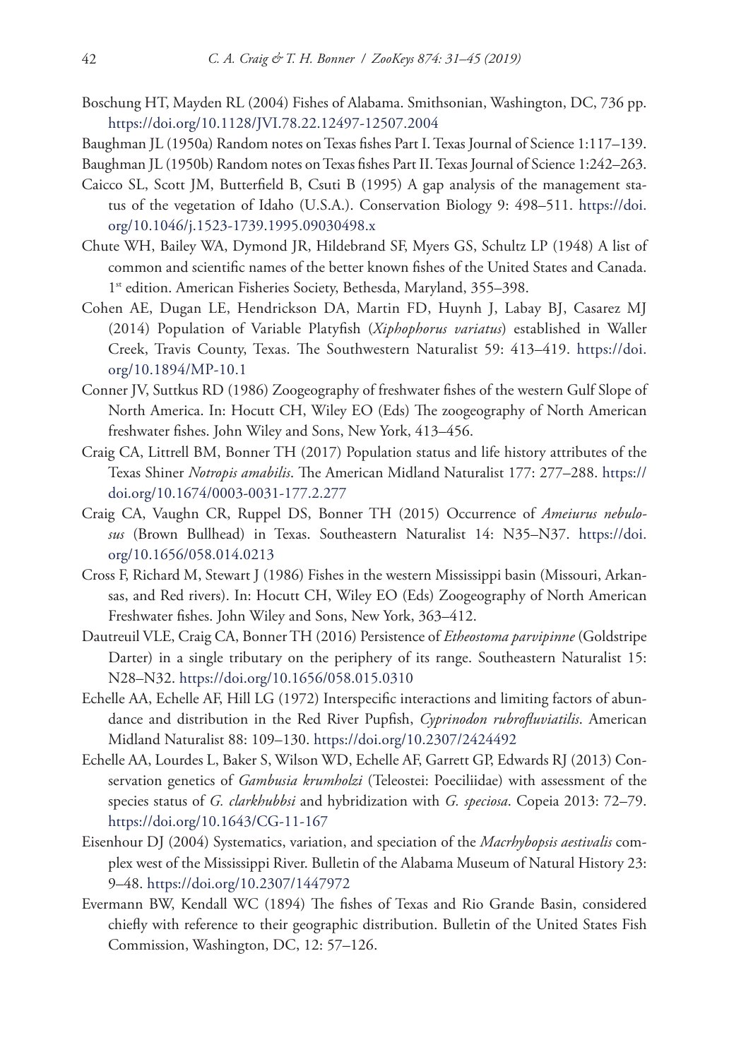Boschung HT, Mayden RL (2004) Fishes of Alabama. Smithsonian, Washington, DC, 736 pp. https://doi.org/10.1128/JVI.78.22.12497-12507.2004

Baughman JL (1950a) Random notes on Texas fishes Part I. Texas Journal of Science 1:117–139.

Baughman JL (1950b) Random notes on Texas fishes Part II. Texas Journal of Science 1:242–263.

Caicco SL, Scott JM, Butterfield B, Csuti B (1995) A gap analysis of the management status of the vegetation of Idaho (U.S.A.). Conservation Biology 9: 498–511. https://doi.org/10.1046/j.1523-1739.1995.09030498.x

Chute WH, Bailey WA, Dymond JR, Hildebrand SF, Myers GS, Schultz LP (1948) A list of common and scientific names of the better known fishes of the United States and Canada. 1st edition. American Fisheries Society, Bethesda, Maryland, 355–398.

Cohen AE, Dugan LE, Hendrickson DA, Martin FD, Huynh J, Labay BJ, Casarez MJ (2014) Population of Variable Platyfish (*Xiphophorus variatus*) established in Waller Creek, Travis County, Texas. The Southwestern Naturalist 59: 413–419. https://doi.org/10.1894/MP-10.1

Conner JV, Suttkus RD (1986) Zoogeography of freshwater fishes of the western Gulf Slope of North America. In: Hocutt CH, Wiley EO (Eds) The zoogeography of North American freshwater fishes. John Wiley and Sons, New York, 413–456.

Craig CA, Littrell BM, Bonner TH (2017) Population status and life history attributes of the Texas Shiner *Notropis amabilis*. The American Midland Naturalist 177: 277–288. https://doi.org/10.1674/0003-0031-177.2.277

Craig CA, Vaughn CR, Ruppel DS, Bonner TH (2015) Occurrence of *Ameiurus nebulosus* (Brown Bullhead) in Texas. Southeastern Naturalist 14: N35–N37. https://doi.org/10.1656/058.014.0213

Cross F, Richard M, Stewart J (1986) Fishes in the western Mississippi basin (Missouri, Arkansas, and Red rivers). In: Hocutt CH, Wiley EO (Eds) Zoogeography of North American Freshwater fishes. John Wiley and Sons, New York, 363–412.

Dautreuil VLE, Craig CA, Bonner TH (2016) Persistence of *Etheostoma parvipinne* (Goldstripe Darter) in a single tributary on the periphery of its range. Southeastern Naturalist 15: N28–N32. https://doi.org/10.1656/058.015.0310

Echelle AA, Echelle AF, Hill LG (1972) Interspecific interactions and limiting factors of abundance and distribution in the Red River Pupfish, *Cyprinodon rubrofluviatilis*. American Midland Naturalist 88: 109–130. https://doi.org/10.2307/2424492

Echelle AA, Lourdes L, Baker S, Wilson WD, Echelle AF, Garrett GP, Edwards RJ (2013) Conservation genetics of *Gambusia krumholzi* (Teleostei: Poeciliidae) with assessment of the species status of *G. clarkhubbsi* and hybridization with *G. speciosa*. Copeia 2013: 72–79. https://doi.org/10.1643/CG-11-167

Eisenhour DJ (2004) Systematics, variation, and speciation of the *Macrhybopsis aestivalis* complex west of the Mississippi River. Bulletin of the Alabama Museum of Natural History 23: 9–48. https://doi.org/10.2307/1447972

Evermann BW, Kendall WC (1894) The fishes of Texas and Rio Grande Basin, considered chiefly with reference to their geographic distribution. Bulletin of the United States Fish Commission, Washington, DC, 12: 57–126.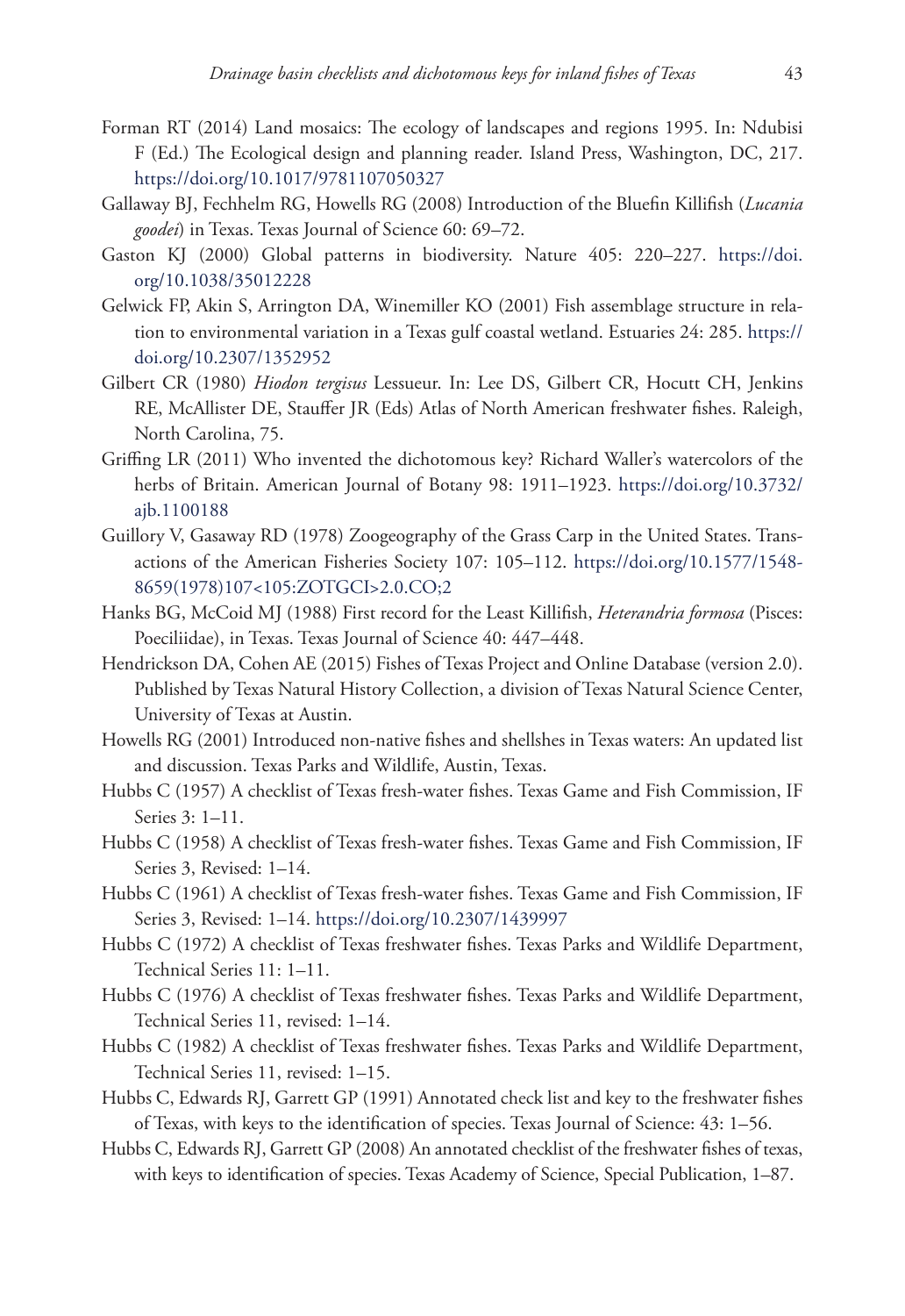Forman RT (2014) Land mosaics: The ecology of landscapes and regions 1995. In: Ndubisi F (Ed.) The Ecological design and planning reader. Island Press, Washington, DC, 217. https://doi.org/10.1017/9781107050327

Gallaway BJ, Fechhelm RG, Howells RG (2008) Introduction of the Bluefin Killifish (*Lucania goodei*) in Texas. Texas Journal of Science 60: 69–72.

Gaston KJ (2000) Global patterns in biodiversity. Nature 405: 220–227. https://doi.org/10.1038/35012228

Gelwick FP, Akin S, Arrington DA, Winemiller KO (2001) Fish assemblage structure in relation to environmental variation in a Texas gulf coastal wetland. Estuaries 24: 285. https://doi.org/10.2307/1352952

Gilbert CR (1980) *Hiodon tergisus* Lessueur. In: Lee DS, Gilbert CR, Hocutt CH, Jenkins RE, McAllister DE, Stauffer JR (Eds) Atlas of North American freshwater fishes. Raleigh, North Carolina, 75.

Griffing LR (2011) Who invented the dichotomous key? Richard Waller's watercolors of the herbs of Britain. American Journal of Botany 98: 1911–1923. https://doi.org/10.3732/ajb.1100188

Guillory V, Gasaway RD (1978) Zoogeography of the Grass Carp in the United States. Transactions of the American Fisheries Society 107: 105–112. https://doi.org/10.1577/1548-8659(1978)107<105:ZOTGCI>2.0.CO;2

Hanks BG, McCoid MJ (1988) First record for the Least Killifish, *Heterandria formosa* (Pisces: Poeciliidae), in Texas. Texas Journal of Science 40: 447–448.

Hendrickson DA, Cohen AE (2015) Fishes of Texas Project and Online Database (version 2.0). Published by Texas Natural History Collection, a division of Texas Natural Science Center, University of Texas at Austin.

Howells RG (2001) Introduced non-native fishes and shellshes in Texas waters: An updated list and discussion. Texas Parks and Wildlife, Austin, Texas.

Hubbs C (1957) A checklist of Texas fresh-water fishes. Texas Game and Fish Commission, IF Series 3: 1–11.

Hubbs C (1958) A checklist of Texas fresh-water fishes. Texas Game and Fish Commission, IF Series 3, Revised: 1–14.

Hubbs C (1961) A checklist of Texas fresh-water fishes. Texas Game and Fish Commission, IF Series 3, Revised: 1–14. https://doi.org/10.2307/1439997

Hubbs C (1972) A checklist of Texas freshwater fishes. Texas Parks and Wildlife Department, Technical Series 11: 1–11.

Hubbs C (1976) A checklist of Texas freshwater fishes. Texas Parks and Wildlife Department, Technical Series 11, revised: 1–14.

Hubbs C (1982) A checklist of Texas freshwater fishes. Texas Parks and Wildlife Department, Technical Series 11, revised: 1–15.

Hubbs C, Edwards RJ, Garrett GP (1991) Annotated check list and key to the freshwater fishes of Texas, with keys to the identification of species. Texas Journal of Science: 43: 1–56.

Hubbs C, Edwards RJ, Garrett GP (2008) An annotated checklist of the freshwater fishes of texas, with keys to identification of species. Texas Academy of Science, Special Publication, 1–87.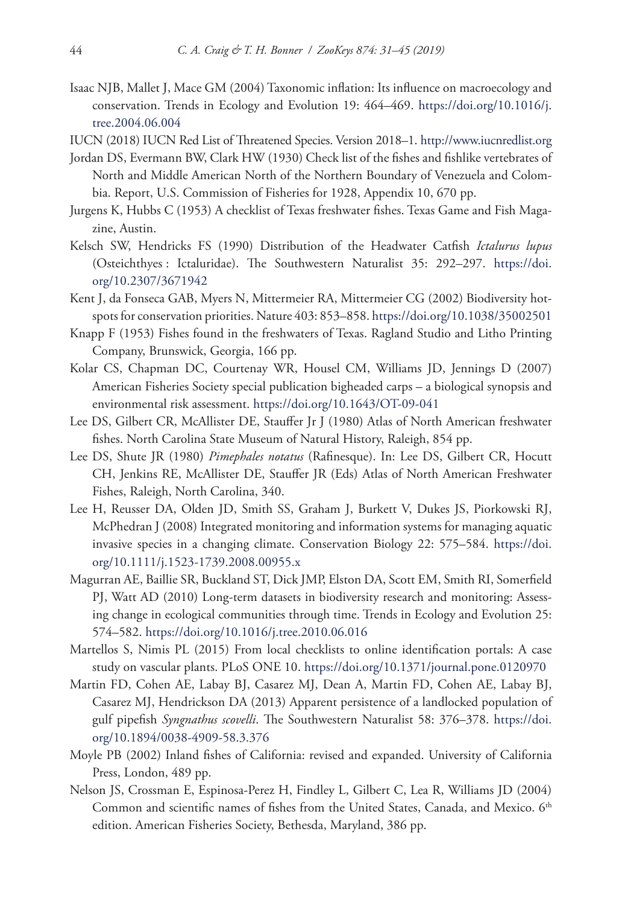Isaac NJB, Mallet J, Mace GM (2004) Taxonomic inflation: Its influence on macroecology and conservation. Trends in Ecology and Evolution 19: 464–469. https://doi.org/10.1016/j.tree.2004.06.004

IUCN (2018) IUCN Red List of Threatened Species. Version 2018–1. http://www.iucnredlist.org

Jordan DS, Evermann BW, Clark HW (1930) Check list of the fishes and fishlike vertebrates of North and Middle American North of the Northern Boundary of Venezuela and Colombia. Report, U.S. Commission of Fisheries for 1928, Appendix 10, 670 pp.

Jurgens K, Hubbs C (1953) A checklist of Texas freshwater fishes. Texas Game and Fish Magazine, Austin.

Kelsch SW, Hendricks FS (1990) Distribution of the Headwater Catfish *Ictalurus lupus* (Osteichthyes : Ictaluridae). The Southwestern Naturalist 35: 292–297. https://doi.org/10.2307/3671942

Kent J, da Fonseca GAB, Myers N, Mittermeier RA, Mittermeier CG (2002) Biodiversity hotspots for conservation priorities. Nature 403: 853–858. https://doi.org/10.1038/35002501

Knapp F (1953) Fishes found in the freshwaters of Texas. Ragland Studio and Litho Printing Company, Brunswick, Georgia, 166 pp.

Kolar CS, Chapman DC, Courtenay WR, Housel CM, Williams JD, Jennings D (2007) American Fisheries Society special publication bigheaded carps – a biological synopsis and environmental risk assessment. https://doi.org/10.1643/OT-09-041

Lee DS, Gilbert CR, McAllister DE, Stauffer Jr J (1980) Atlas of North American freshwater fishes. North Carolina State Museum of Natural History, Raleigh, 854 pp.

Lee DS, Shute JR (1980) *Pimephales notatus* (Rafinesque). In: Lee DS, Gilbert CR, Hocutt CH, Jenkins RE, McAllister DE, Stauffer JR (Eds) Atlas of North American Freshwater Fishes, Raleigh, North Carolina, 340.

Lee H, Reusser DA, Olden JD, Smith SS, Graham J, Burkett V, Dukes JS, Piorkowski RJ, McPhedran J (2008) Integrated monitoring and information systems for managing aquatic invasive species in a changing climate. Conservation Biology 22: 575–584. https://doi.org/10.1111/j.1523-1739.2008.00955.x

Magurran AE, Baillie SR, Buckland ST, Dick JMP, Elston DA, Scott EM, Smith RI, Somerfield PJ, Watt AD (2010) Long-term datasets in biodiversity research and monitoring: Assessing change in ecological communities through time. Trends in Ecology and Evolution 25: 574–582. https://doi.org/10.1016/j.tree.2010.06.016

Martellos S, Nimis PL (2015) From local checklists to online identification portals: A case study on vascular plants. PLoS ONE 10. https://doi.org/10.1371/journal.pone.0120970

Martin FD, Cohen AE, Labay BJ, Casarez MJ, Dean A, Martin FD, Cohen AE, Labay BJ, Casarez MJ, Hendrickson DA (2013) Apparent persistence of a landlocked population of gulf pipefish *Syngnathus scovelli*. The Southwestern Naturalist 58: 376–378. https://doi.org/10.1894/0038-4909-58.3.376

Moyle PB (2002) Inland fishes of California: revised and expanded. University of California Press, London, 489 pp.

Nelson JS, Crossman E, Espinosa-Perez H, Findley L, Gilbert C, Lea R, Williams JD (2004) Common and scientific names of fishes from the United States, Canada, and Mexico. 6th edition. American Fisheries Society, Bethesda, Maryland, 386 pp.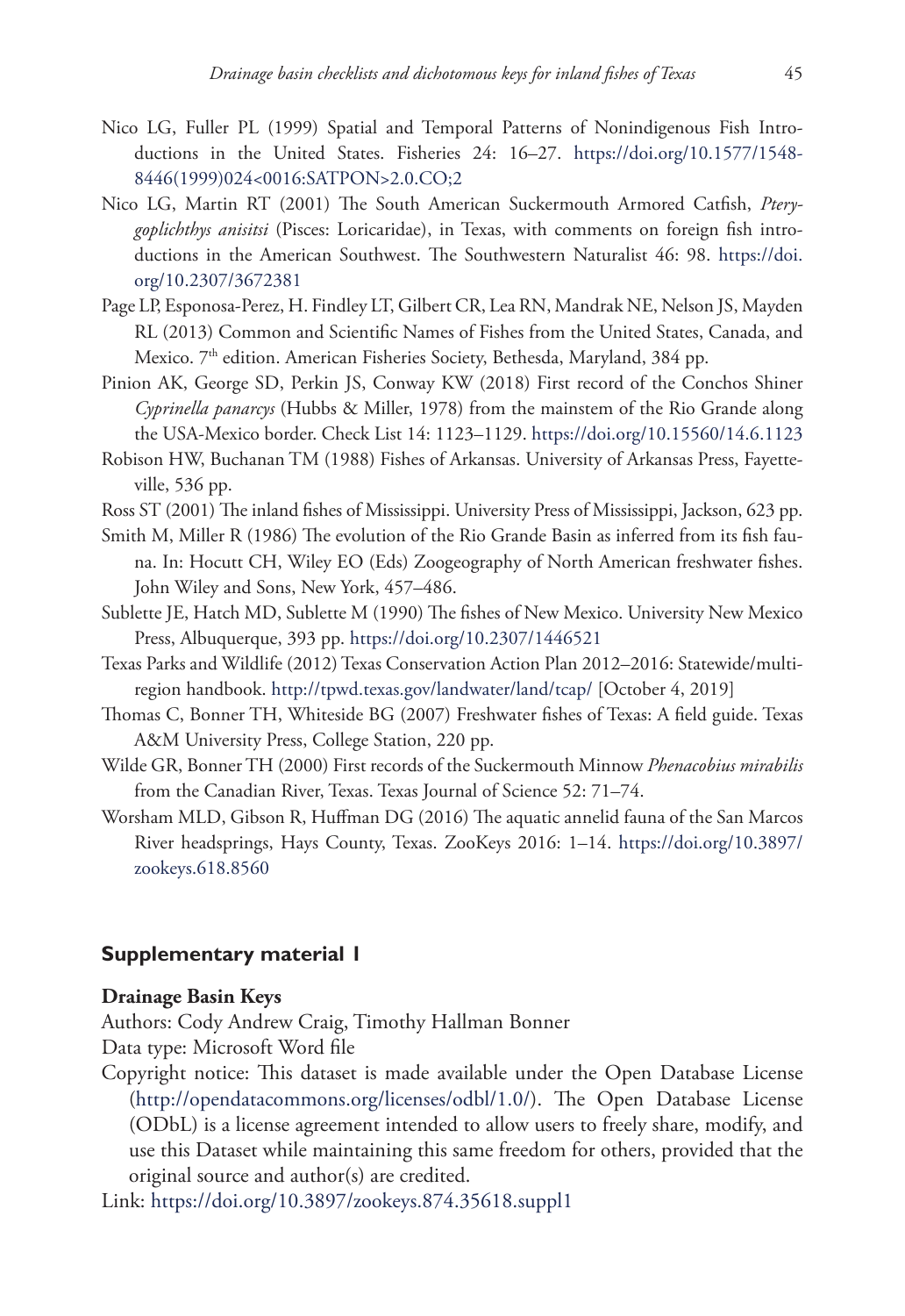Nico LG, Fuller PL (1999) Spatial and Temporal Patterns of Nonindigenous Fish Introductions in the United States. Fisheries 24: 16–27. https://doi.org/10.1577/1548-8446(1999)024<0016:SATPON>2.0.CO;2

Nico LG, Martin RT (2001) The South American Suckermouth Armored Catfish, *Pterygoplichthys anisitsi* (Pisces: Loricaridae), in Texas, with comments on foreign fish introductions in the American Southwest. The Southwestern Naturalist 46: 98. https://doi.org/10.2307/3672381

Page LP, Esponosa-Perez, H. Findley LT, Gilbert CR, Lea RN, Mandrak NE, Nelson JS, Mayden RL (2013) Common and Scientific Names of Fishes from the United States, Canada, and Mexico. 7th edition. American Fisheries Society, Bethesda, Maryland, 384 pp.

Pinion AK, George SD, Perkin JS, Conway KW (2018) First record of the Conchos Shiner *Cyprinella panarcys* (Hubbs & Miller, 1978) from the mainstem of the Rio Grande along the USA-Mexico border. Check List 14: 1123–1129. https://doi.org/10.15560/14.6.1123

Robison HW, Buchanan TM (1988) Fishes of Arkansas. University of Arkansas Press, Fayetteville, 536 pp.

Ross ST (2001) The inland fishes of Mississippi. University Press of Mississippi, Jackson, 623 pp.

Smith M, Miller R (1986) The evolution of the Rio Grande Basin as inferred from its fish fauna. In: Hocutt CH, Wiley EO (Eds) Zoogeography of North American freshwater fishes. John Wiley and Sons, New York, 457–486.

Sublette JE, Hatch MD, Sublette M (1990) The fishes of New Mexico. University New Mexico Press, Albuquerque, 393 pp. https://doi.org/10.2307/1446521

Texas Parks and Wildlife (2012) Texas Conservation Action Plan 2012–2016: Statewide/multiregion handbook. http://tpwd.texas.gov/landwater/land/tcap/ [October 4, 2019]

Thomas C, Bonner TH, Whiteside BG (2007) Freshwater fishes of Texas: A field guide. Texas A&M University Press, College Station, 220 pp.

Wilde GR, Bonner TH (2000) First records of the Suckermouth Minnow *Phenacobius mirabilis* from the Canadian River, Texas. Texas Journal of Science 52: 71–74.

Worsham MLD, Gibson R, Huffman DG (2016) The aquatic annelid fauna of the San Marcos River headsprings, Hays County, Texas. ZooKeys 2016: 1–14. https://doi.org/10.3897/zookeys.618.8560

## Supplementary material 1

**Drainage Basin Keys**

Authors: Cody Andrew Craig, Timothy Hallman Bonner

Data type: Microsoft Word file

Copyright notice: This dataset is made available under the Open Database License (http://opendatacommons.org/licenses/odbl/1.0/). The Open Database License (ODbL) is a license agreement intended to allow users to freely share, modify, and use this Dataset while maintaining this same freedom for others, provided that the original source and author(s) are credited.

Link: https://doi.org/10.3897/zookeys.874.35618.suppl1